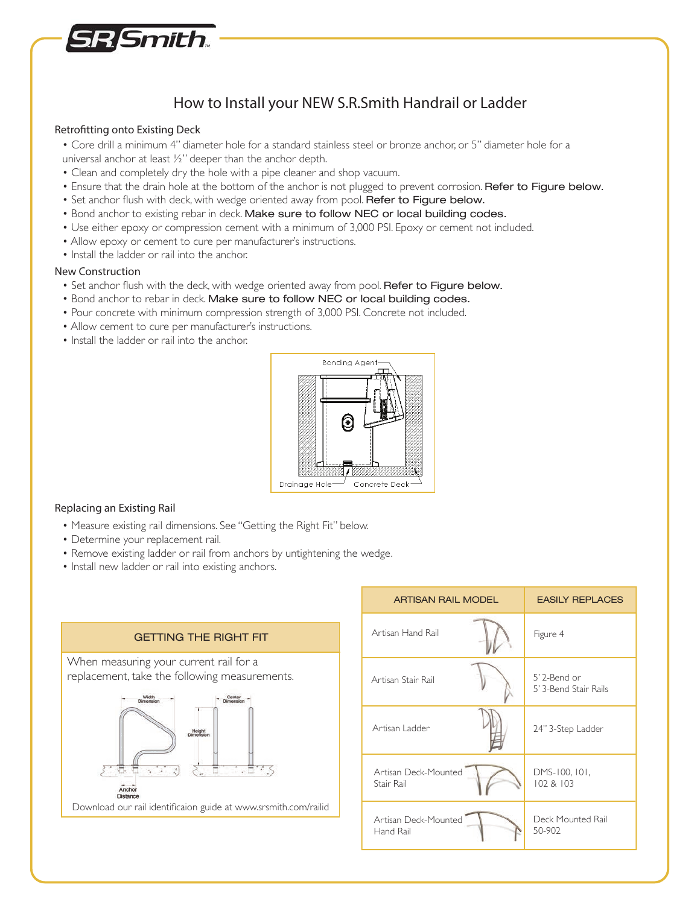# How to Install your NEW S.R.Smith Handrail or Ladder

## Retrofitting onto Existing Deck

- Core drill a minimum 4" diameter hole for a standard stainless steel or bronze anchor, or 5" diameter hole for a universal anchor at least ½" deeper than the anchor depth.
- Clean and completely dry the hole with a pipe cleaner and shop vacuum.
- Ensure that the drain hole at the bottom of the anchor is not plugged to prevent corrosion. **Refer to Figure below.**
- Set anchor flush with deck, with wedge oriented away from pool. **Refer to Figure below.**
- Bond anchor to existing rebar in deck. **Make sure to follow NEC or local building codes.**
- Use either epoxy or compression cement with a minimum of 3,000 PSI. Epoxy or cement not included.
- Allow epoxy or cement to cure per manufacturer's instructions.
- Install the ladder or rail into the anchor.

## New Construction

- Set anchor flush with the deck, with wedge oriented away from pool. **Refer to Figure below.**
- Bond anchor to rebar in deck. **Make sure to follow NEC or local building codes.**
- Pour concrete with minimum compression strength of 3,000 PSI. Concrete not included.
- Allow cement to cure per manufacturer's instructions.
- Install the ladder or rail into the anchor.

Bonding Agent — Drainage Hole — Concrete Deck

## Replacing an Existing Rail

- Measure existing rail dimensions. See "Getting the Right Fit" below.
- Determine your replacement rail.
- Remove existing ladder or rail from anchors by untightening the wedge.
- Install new ladder or rail into existing anchors.

### GETTING THE RIGHT FIT

When measuring your current rail for a replacement, take the following measurements.

Width Dimension — Center Dimension — Height Dimension — Anchor Distance

Download our rail identificaion guide at www.srsmith.com/railid

| ARTISAN RAIL MODEL | EASILY REPLACES |
|---|---|
| Artisan Hand Rail | Figure 4 |
| Artisan Stair Rail | 5' 2-Bend or 5' 3-Bend Stair Rails |
| Artisan Ladder | 24" 3-Step Ladder |
| Artisan Deck-Mounted Stair Rail | DMS-100, 101, 102 & 103 |
| Artisan Deck-Mounted Hand Rail | Deck Mounted Rail 50-902 |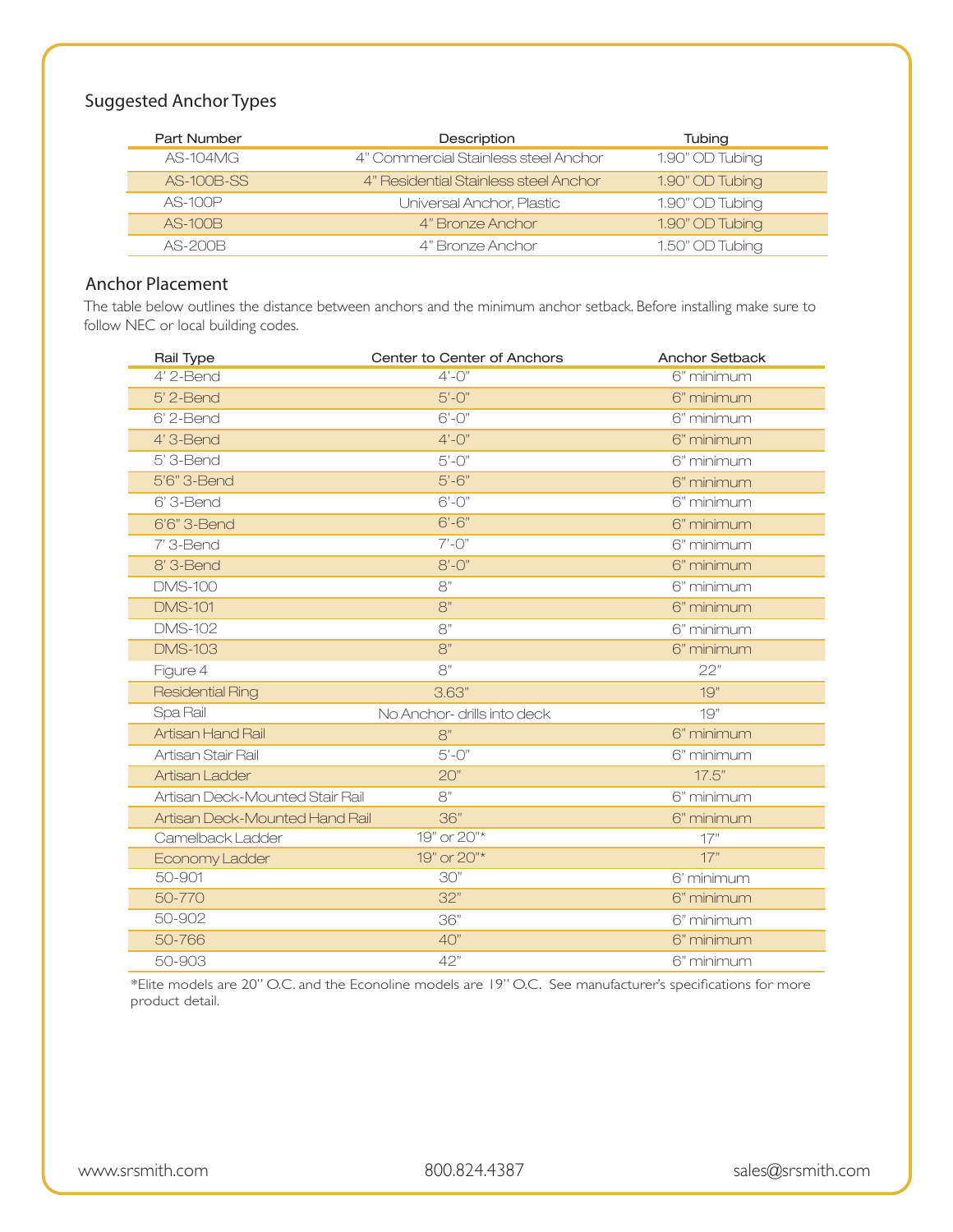## Suggested Anchor Types

| Part Number | Description | Tubing |
|---|---|---|
| AS-104MG | 4" Commercial Stainless steel Anchor | 1.90" OD Tubing |
| AS-100B-SS | 4" Residential Stainless steel Anchor | 1.90" OD Tubing |
| AS-100P | Universal Anchor, Plastic | 1.90" OD Tubing |
| AS-100B | 4" Bronze Anchor | 1.90" OD Tubing |
| AS-200B | 4" Bronze Anchor | 1.50" OD Tubing |

## Anchor Placement

The table below outlines the distance between anchors and the minimum anchor setback. Before installing make sure to follow NEC or local building codes.

| Rail Type | Center to Center of Anchors | Anchor Setback |
|---|---|---|
| 4' 2-Bend | 4'-0" | 6" minimum |
| 5' 2-Bend | 5'-0" | 6" minimum |
| 6' 2-Bend | 6'-0" | 6" minimum |
| 4' 3-Bend | 4'-0" | 6" minimum |
| 5' 3-Bend | 5'-0" | 6" minimum |
| 5'6" 3-Bend | 5'-6" | 6" minimum |
| 6' 3-Bend | 6'-0" | 6" minimum |
| 6'6" 3-Bend | 6'-6" | 6" minimum |
| 7' 3-Bend | 7'-0" | 6" minimum |
| 8' 3-Bend | 8'-0" | 6" minimum |
| DMS-100 | 8" | 6" minimum |
| DMS-101 | 8" | 6" minimum |
| DMS-102 | 8" | 6" minimum |
| DMS-103 | 8" | 6" minimum |
| Figure 4 | 8" | 22" |
| Residential Ring | 3.63" | 19" |
| Spa Rail | No Anchor- drills into deck | 19" |
| Artisan Hand Rail | 8" | 6" minimum |
| Artisan Stair Rail | 5'-0" | 6" minimum |
| Artisan Ladder | 20" | 17.5" |
| Artisan Deck-Mounted Stair Rail | 8" | 6" minimum |
| Artisan Deck-Mounted Hand Rail | 36" | 6" minimum |
| Camelback Ladder | 19" or 20"* | 17" |
| Economy Ladder | 19" or 20"* | 17" |
| 50-901 | 30" | 6' minimum |
| 50-770 | 32" | 6" minimum |
| 50-902 | 36" | 6" minimum |
| 50-766 | 40" | 6" minimum |
| 50-903 | 42" | 6" minimum |

*Elite models are 20" O.C. and the Econoline models are 19" O.C. See manufacturer's specifications for more product detail.

www.srsmith.com 800.824.4387 sales@srsmith.com